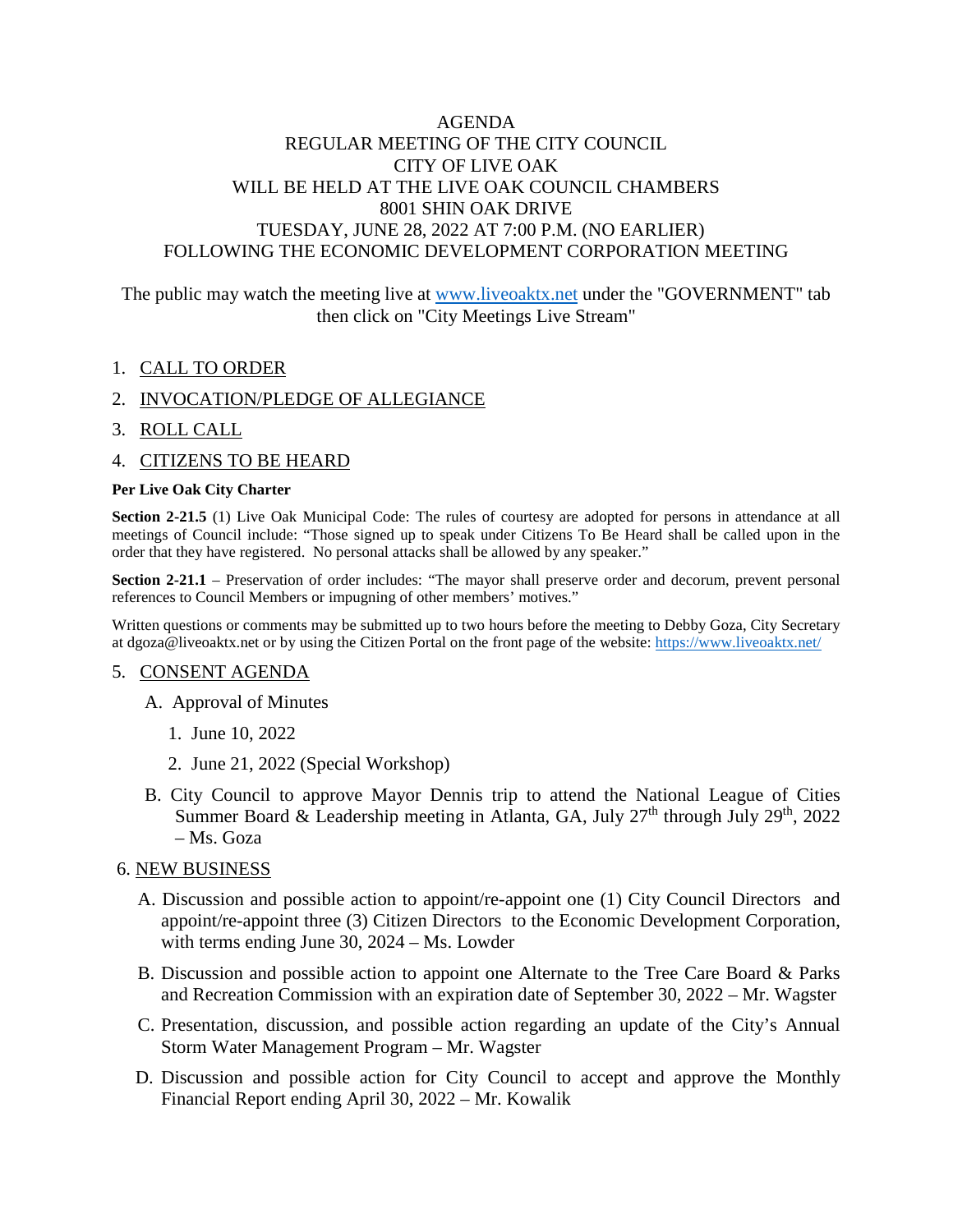# AGENDA
## REGULAR MEETING OF THE CITY COUNCIL
## CITY OF LIVE OAK
## WILL BE HELD AT THE LIVE OAK COUNCIL CHAMBERS
## 8001 SHIN OAK DRIVE
## TUESDAY, JUNE 28, 2022 AT 7:00 P.M. (NO EARLIER)
## FOLLOWING THE ECONOMIC DEVELOPMENT CORPORATION MEETING

The public may watch the meeting live at [www.liveoaktx.net](http://www.liveoaktx.net) under the "GOVERNMENT" tab then click on "City Meetings Live Stream"

1. CALL TO ORDER
2. INVOCATION/PLEDGE OF ALLEGIANCE
3. ROLL CALL
4. CITIZENS TO BE HEARD

**Per Live Oak City Charter**

**Section 2-21.5** (1) Live Oak Municipal Code: The rules of courtesy are adopted for persons in attendance at all meetings of Council include: "Those signed up to speak under Citizens To Be Heard shall be called upon in the order that they have registered. No personal attacks shall be allowed by any speaker."

**Section 2-21.1** – Preservation of order includes: "The mayor shall preserve order and decorum, prevent personal references to Council Members or impugning of other members' motives."

Written questions or comments may be submitted up to two hours before the meeting to Debby Goza, City Secretary at dgoza@liveoaktx.net or by using the Citizen Portal on the front page of the website: [https://www.liveoaktx.net/](https://www.liveoaktx.net/)

5. CONSENT AGENDA

   A. Approval of Minutes

      1. June 10, 2022
      2. June 21, 2022 (Special Workshop)

   B. City Council to approve Mayor Dennis trip to attend the National League of Cities Summer Board & Leadership meeting in Atlanta, GA, July 27th through July 29th, 2022 – Ms. Goza

6. NEW BUSINESS

   A. Discussion and possible action to appoint/re-appoint one (1) City Council Directors and appoint/re-appoint three (3) Citizen Directors to the Economic Development Corporation, with terms ending June 30, 2024 – Ms. Lowder

   B. Discussion and possible action to appoint one Alternate to the Tree Care Board & Parks and Recreation Commission with an expiration date of September 30, 2022 – Mr. Wagster

   C. Presentation, discussion, and possible action regarding an update of the City's Annual Storm Water Management Program – Mr. Wagster

   D. Discussion and possible action for City Council to accept and approve the Monthly Financial Report ending April 30, 2022 – Mr. Kowalik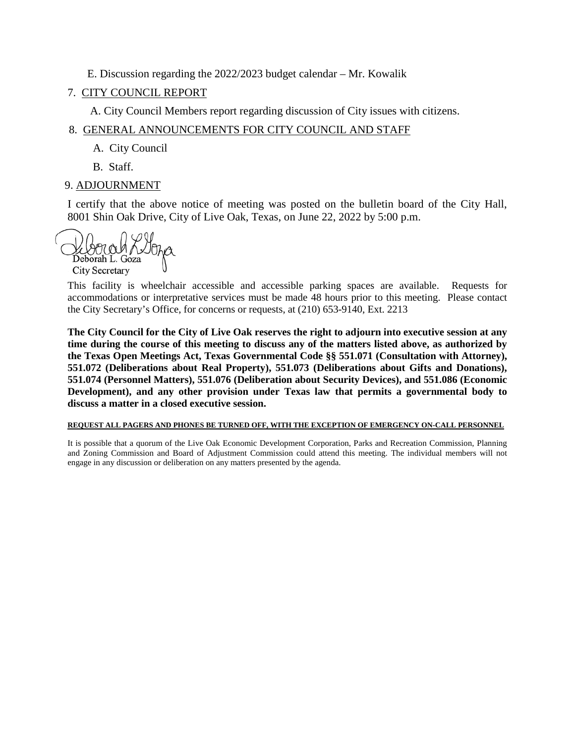E. Discussion regarding the 2022/2023 budget calendar – Mr. Kowalik

7. CITY COUNCIL REPORT

A. City Council Members report regarding discussion of City issues with citizens.

8. GENERAL ANNOUNCEMENTS FOR CITY COUNCIL AND STAFF

A. City Council

B. Staff.

9. ADJOURNMENT

I certify that the above notice of meeting was posted on the bulletin board of the City Hall, 8001 Shin Oak Drive, City of Live Oak, Texas, on June 22, 2022 by 5:00 p.m.

Deborah L. Goza
City Secretary

This facility is wheelchair accessible and accessible parking spaces are available. Requests for accommodations or interpretative services must be made 48 hours prior to this meeting. Please contact the City Secretary's Office, for concerns or requests, at (210) 653-9140, Ext. 2213

**The City Council for the City of Live Oak reserves the right to adjourn into executive session at any time during the course of this meeting to discuss any of the matters listed above, as authorized by the Texas Open Meetings Act, Texas Governmental Code §§ 551.071 (Consultation with Attorney), 551.072 (Deliberations about Real Property), 551.073 (Deliberations about Gifts and Donations), 551.074 (Personnel Matters), 551.076 (Deliberation about Security Devices), and 551.086 (Economic Development), and any other provision under Texas law that permits a governmental body to discuss a matter in a closed executive session.**

**REQUEST ALL PAGERS AND PHONES BE TURNED OFF, WITH THE EXCEPTION OF EMERGENCY ON-CALL PERSONNEL**

It is possible that a quorum of the Live Oak Economic Development Corporation, Parks and Recreation Commission, Planning and Zoning Commission and Board of Adjustment Commission could attend this meeting. The individual members will not engage in any discussion or deliberation on any matters presented by the agenda.